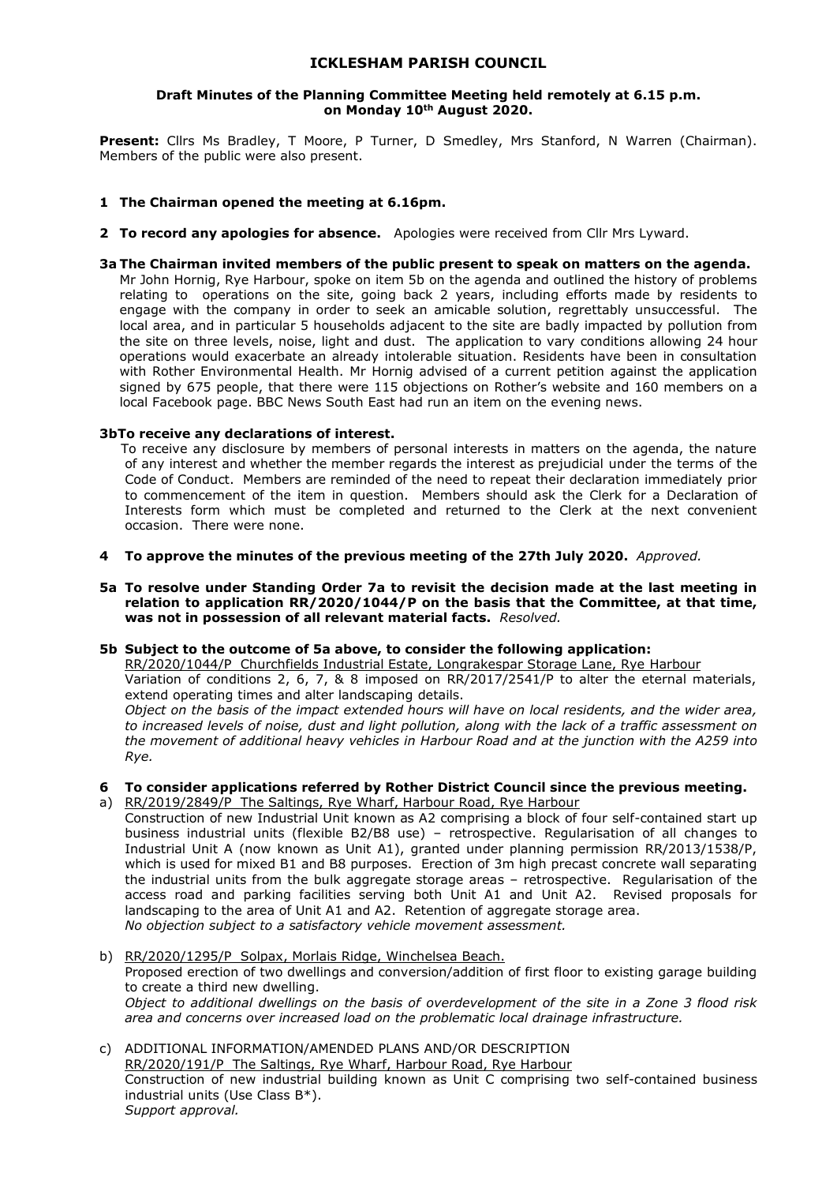# ICKLESHAM PARISH COUNCIL

**Draft Minutes of the Planning Committee Meeting held remotely at 6.15 p.m. on Monday 10th August 2020.**

**Present:** Cllrs Ms Bradley, T Moore, P Turner, D Smedley, Mrs Stanford, N Warren (Chairman). Members of the public were also present.

**1 The Chairman opened the meeting at 6.16pm.**

**2 To record any apologies for absence.** Apologies were received from Cllr Mrs Lyward.

**3a The Chairman invited members of the public present to speak on matters on the agenda.**
Mr John Hornig, Rye Harbour, spoke on item 5b on the agenda and outlined the history of problems relating to operations on the site, going back 2 years, including efforts made by residents to engage with the company in order to seek an amicable solution, regrettably unsuccessful. The local area, and in particular 5 households adjacent to the site are badly impacted by pollution from the site on three levels, noise, light and dust. The application to vary conditions allowing 24 hour operations would exacerbate an already intolerable situation. Residents have been in consultation with Rother Environmental Health. Mr Hornig advised of a current petition against the application signed by 675 people, that there were 115 objections on Rother's website and 160 members on a local Facebook page. BBC News South East had run an item on the evening news.

**3b To receive any declarations of interest.**
To receive any disclosure by members of personal interests in matters on the agenda, the nature of any interest and whether the member regards the interest as prejudicial under the terms of the Code of Conduct. Members are reminded of the need to repeat their declaration immediately prior to commencement of the item in question. Members should ask the Clerk for a Declaration of Interests form which must be completed and returned to the Clerk at the next convenient occasion. There were none.

**4 To approve the minutes of the previous meeting of the 27th July 2020.** *Approved.*

**5a To resolve under Standing Order 7a to revisit the decision made at the last meeting in relation to application RR/2020/1044/P on the basis that the Committee, at that time, was not in possession of all relevant material facts.** *Resolved.*

**5b Subject to the outcome of 5a above, to consider the following application:**
RR/2020/1044/P Churchfields Industrial Estate, Longrakespar Storage Lane, Rye Harbour
Variation of conditions 2, 6, 7, & 8 imposed on RR/2017/2541/P to alter the eternal materials, extend operating times and alter landscaping details.
*Object on the basis of the impact extended hours will have on local residents, and the wider area, to increased levels of noise, dust and light pollution, along with the lack of a traffic assessment on the movement of additional heavy vehicles in Harbour Road and at the junction with the A259 into Rye.*

**6 To consider applications referred by Rother District Council since the previous meeting.**

a) RR/2019/2849/P The Saltings, Rye Wharf, Harbour Road, Rye Harbour
Construction of new Industrial Unit known as A2 comprising a block of four self-contained start up business industrial units (flexible B2/B8 use) – retrospective. Regularisation of all changes to Industrial Unit A (now known as Unit A1), granted under planning permission RR/2013/1538/P, which is used for mixed B1 and B8 purposes. Erection of 3m high precast concrete wall separating the industrial units from the bulk aggregate storage areas – retrospective. Regularisation of the access road and parking facilities serving both Unit A1 and Unit A2. Revised proposals for landscaping to the area of Unit A1 and A2. Retention of aggregate storage area.
*No objection subject to a satisfactory vehicle movement assessment.*

b) RR/2020/1295/P Solpax, Morlais Ridge, Winchelsea Beach.
Proposed erection of two dwellings and conversion/addition of first floor to existing garage building to create a third new dwelling.
*Object to additional dwellings on the basis of overdevelopment of the site in a Zone 3 flood risk area and concerns over increased load on the problematic local drainage infrastructure.*

c) ADDITIONAL INFORMATION/AMENDED PLANS AND/OR DESCRIPTION
RR/2020/191/P The Saltings, Rye Wharf, Harbour Road, Rye Harbour
Construction of new industrial building known as Unit C comprising two self-contained business industrial units (Use Class B*).
*Support approval.*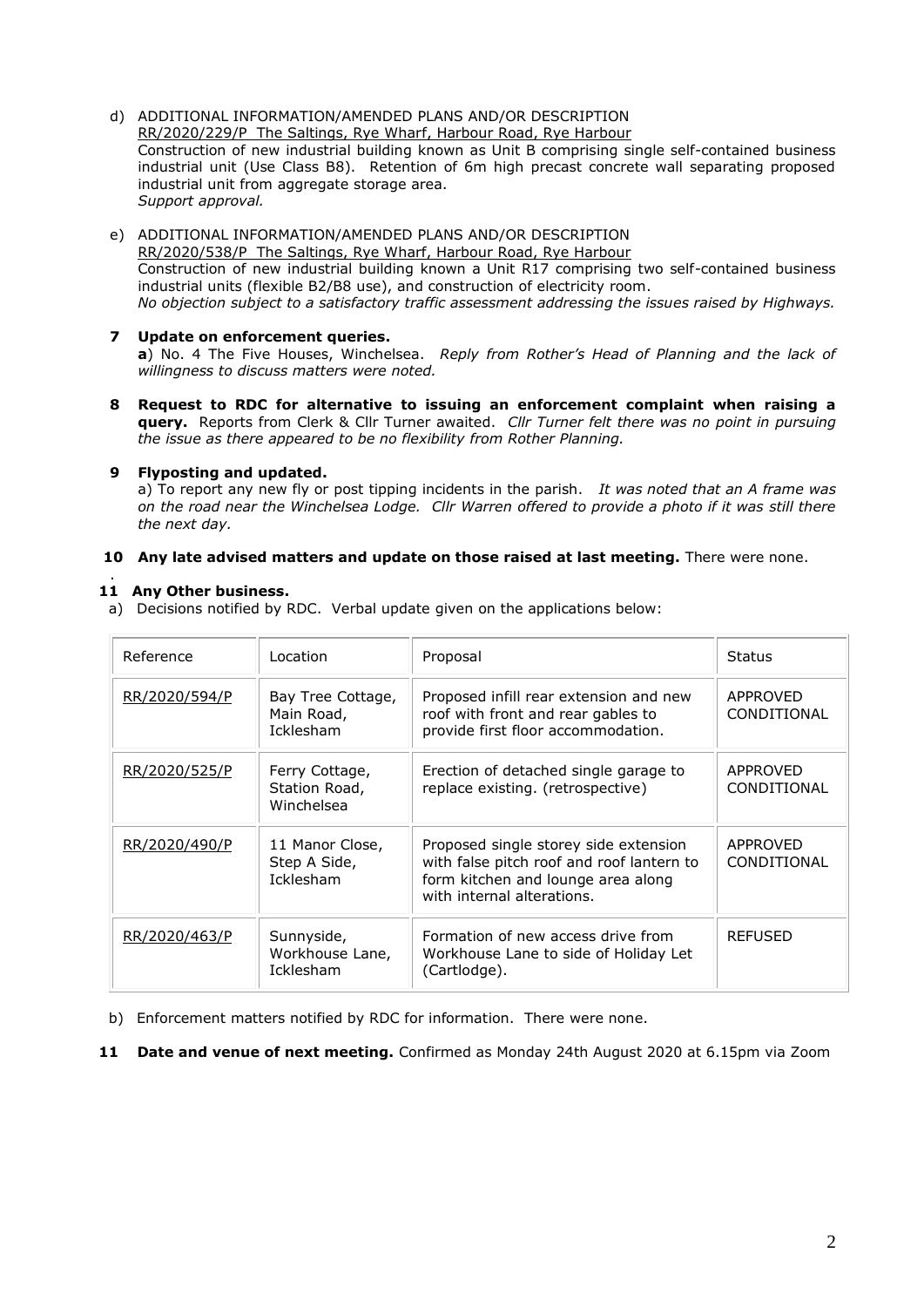d) ADDITIONAL INFORMATION/AMENDED PLANS AND/OR DESCRIPTION
RR/2020/229/P The Saltings, Rye Wharf, Harbour Road, Rye Harbour
Construction of new industrial building known as Unit B comprising single self-contained business industrial unit (Use Class B8). Retention of 6m high precast concrete wall separating proposed industrial unit from aggregate storage area.
*Support approval.*

e) ADDITIONAL INFORMATION/AMENDED PLANS AND/OR DESCRIPTION
RR/2020/538/P The Saltings, Rye Wharf, Harbour Road, Rye Harbour
Construction of new industrial building known a Unit R17 comprising two self-contained business industrial units (flexible B2/B8 use), and construction of electricity room.
*No objection subject to a satisfactory traffic assessment addressing the issues raised by Highways.*

**7 Update on enforcement queries.**
**a**) No. 4 The Five Houses, Winchelsea. *Reply from Rother's Head of Planning and the lack of willingness to discuss matters were noted.*

**8 Request to RDC for alternative to issuing an enforcement complaint when raising a query.** Reports from Clerk & Cllr Turner awaited. *Cllr Turner felt there was no point in pursuing the issue as there appeared to be no flexibility from Rother Planning.*

**9 Flyposting and updated.**
a) To report any new fly or post tipping incidents in the parish. *It was noted that an A frame was on the road near the Winchelsea Lodge. Cllr Warren offered to provide a photo if it was still there the next day.*

**10 Any late advised matters and update on those raised at last meeting.** There were none.

**11 Any Other business.**

a) Decisions notified by RDC. Verbal update given on the applications below:

| Reference | Location | Proposal | Status |
|---|---|---|---|
| RR/2020/594/P | Bay Tree Cottage, Main Road, Icklesham | Proposed infill rear extension and new roof with front and rear gables to provide first floor accommodation. | APPROVED CONDITIONAL |
| RR/2020/525/P | Ferry Cottage, Station Road, Winchelsea | Erection of detached single garage to replace existing. (retrospective) | APPROVED CONDITIONAL |
| RR/2020/490/P | 11 Manor Close, Step A Side, Icklesham | Proposed single storey side extension with false pitch roof and roof lantern to form kitchen and lounge area along with internal alterations. | APPROVED CONDITIONAL |
| RR/2020/463/P | Sunnyside, Workhouse Lane, Icklesham | Formation of new access drive from Workhouse Lane to side of Holiday Let (Cartlodge). | REFUSED |

b) Enforcement matters notified by RDC for information. There were none.

**11 Date and venue of next meeting.** Confirmed as Monday 24th August 2020 at 6.15pm via Zoom